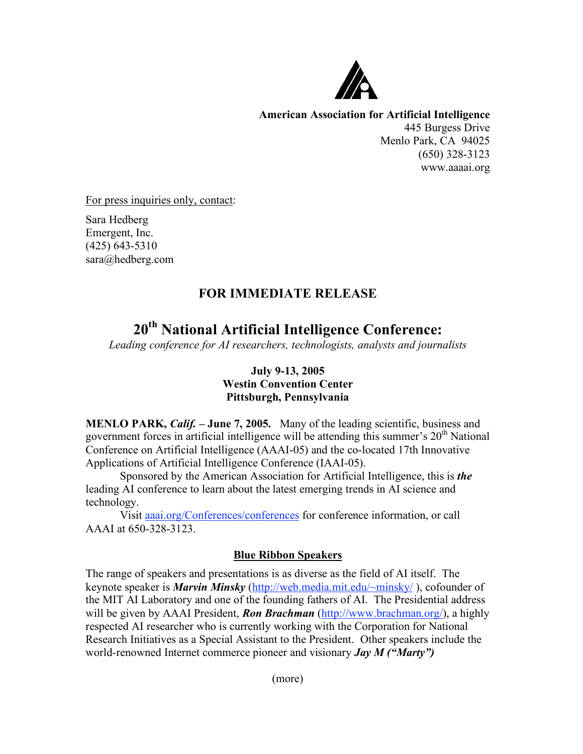**American Association for Artificial Intelligence**
445 Burgess Drive
Menlo Park, CA 94025
(650) 328-3123
www.aaaai.org

For press inquiries only, contact:

Sara Hedberg
Emergent, Inc.
(425) 643-5310
sara@hedberg.com

## FOR IMMEDIATE RELEASE

# 20th National Artificial Intelligence Conference:

*Leading conference for AI researchers, technologists, analysts and journalists*

**July 9-13, 2005**
**Westin Convention Center**
**Pittsburgh, Pennsylvania**

**MENLO PARK, *Calif.* – June 7, 2005.** Many of the leading scientific, business and government forces in artificial intelligence will be attending this summer's 20th National Conference on Artificial Intelligence (AAAI-05) and the co-located 17th Innovative Applications of Artificial Intelligence Conference (IAAI-05).

Sponsored by the American Association for Artificial Intelligence, this is ***the*** leading AI conference to learn about the latest emerging trends in AI science and technology.

Visit aaai.org/Conferences/conferences for conference information, or call AAAI at 650-328-3123.

## Blue Ribbon Speakers

The range of speakers and presentations is as diverse as the field of AI itself. The keynote speaker is ***Marvin Minsky*** (http://web.media.mit.edu/~minsky/ ), cofounder of the MIT AI Laboratory and one of the founding fathers of AI. The Presidential address will be given by AAAI President, ***Ron Brachman*** (http://www.brachman.org/), a highly respected AI researcher who is currently working with the Corporation for National Research Initiatives as a Special Assistant to the President. Other speakers include the world-renowned Internet commerce pioneer and visionary ***Jay M ("Marty")***

(more)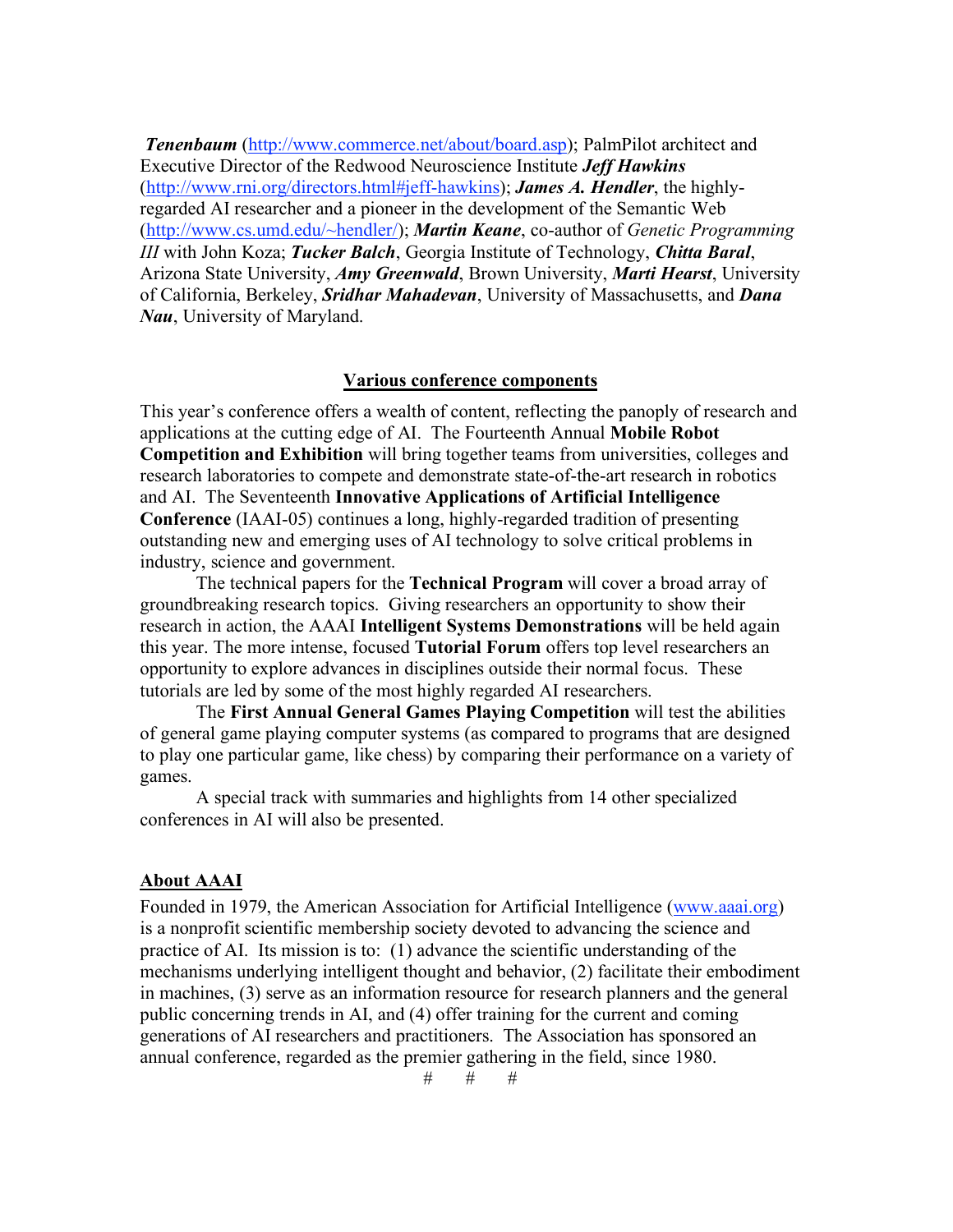***Tenenbaum*** (http://www.commerce.net/about/board.asp); PalmPilot architect and Executive Director of the Redwood Neuroscience Institute ***Jeff Hawkins*** (http://www.rni.org/directors.html#jeff-hawkins); ***James A. Hendler***, the highly-regarded AI researcher and a pioneer in the development of the Semantic Web (http://www.cs.umd.edu/~hendler/); ***Martin Keane***, co-author of *Genetic Programming III* with John Koza; ***Tucker Balch***, Georgia Institute of Technology, ***Chitta Baral***, Arizona State University, ***Amy Greenwald***, Brown University, ***Marti Hearst***, University of California, Berkeley, ***Sridhar Mahadevan***, University of Massachusetts, and ***Dana Nau***, University of Maryland.

## Various conference components

This year's conference offers a wealth of content, reflecting the panoply of research and applications at the cutting edge of AI. The Fourteenth Annual **Mobile Robot Competition and Exhibition** will bring together teams from universities, colleges and research laboratories to compete and demonstrate state-of-the-art research in robotics and AI. The Seventeenth **Innovative Applications of Artificial Intelligence Conference** (IAAI-05) continues a long, highly-regarded tradition of presenting outstanding new and emerging uses of AI technology to solve critical problems in industry, science and government.

The technical papers for the **Technical Program** will cover a broad array of groundbreaking research topics. Giving researchers an opportunity to show their research in action, the AAAI **Intelligent Systems Demonstrations** will be held again this year. The more intense, focused **Tutorial Forum** offers top level researchers an opportunity to explore advances in disciplines outside their normal focus. These tutorials are led by some of the most highly regarded AI researchers.

The **First Annual General Games Playing Competition** will test the abilities of general game playing computer systems (as compared to programs that are designed to play one particular game, like chess) by comparing their performance on a variety of games.

A special track with summaries and highlights from 14 other specialized conferences in AI will also be presented.

## About AAAI

Founded in 1979, the American Association for Artificial Intelligence (www.aaai.org) is a nonprofit scientific membership society devoted to advancing the science and practice of AI. Its mission is to: (1) advance the scientific understanding of the mechanisms underlying intelligent thought and behavior, (2) facilitate their embodiment in machines, (3) serve as an information resource for research planners and the general public concerning trends in AI, and (4) offer training for the current and coming generations of AI researchers and practitioners. The Association has sponsored an annual conference, regarded as the premier gathering in the field, since 1980.

# # #